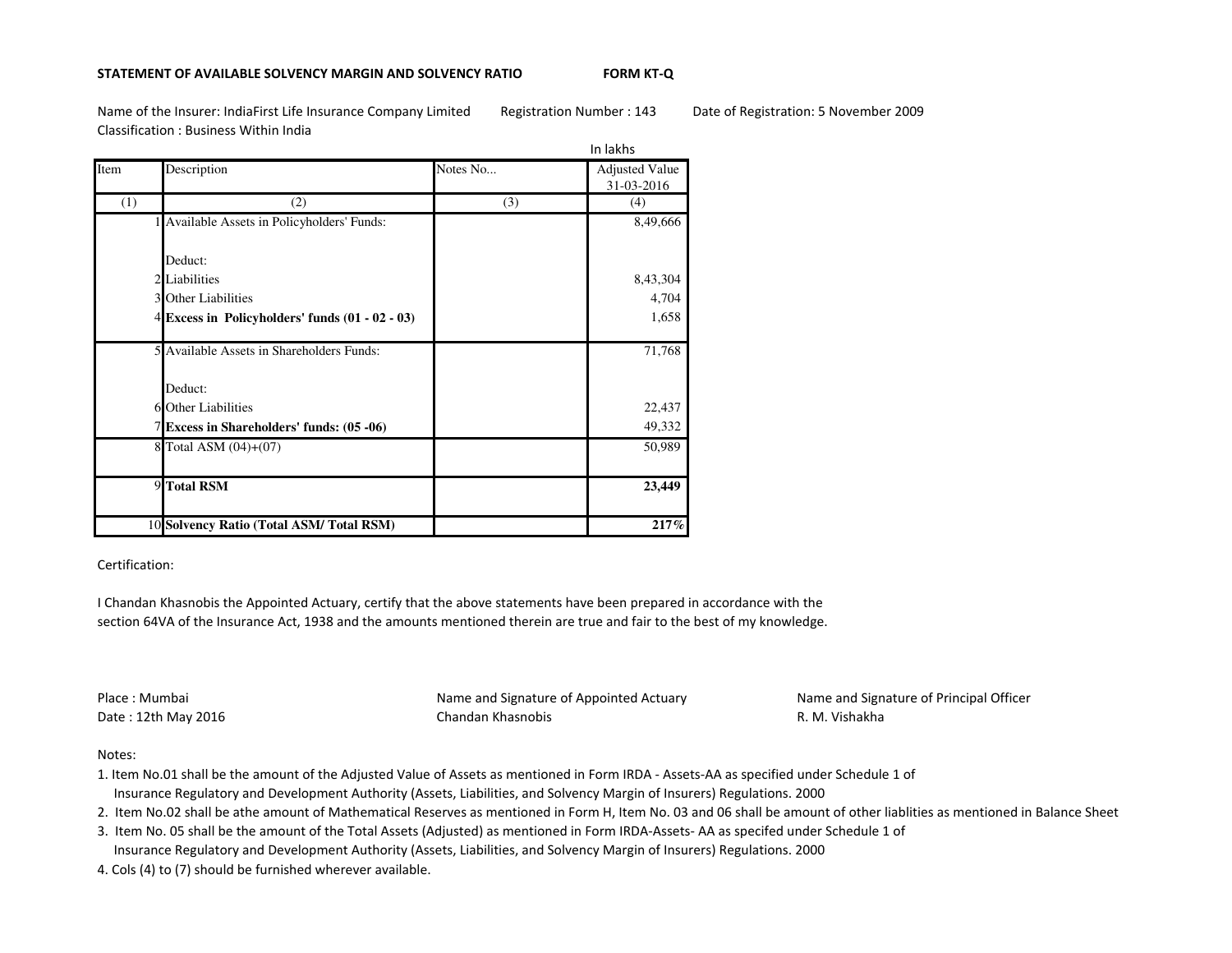**STATEMENT OF AVAILABLE SOLVENCY MARGIN AND SOLVENCY RATIO** **FORM KT-Q**

Name of the Insurer: IndiaFirst Life Insurance Company Limited Registration Number : 143 Date of Registration: 5 November 2009
Classification : Business Within India

In lakhs

| Item | Description | Notes No... | Adjusted Value 31-03-2016 |
|---|---|---|---|
| (1) | (2) | (3) | (4) |
| 1 | Available Assets in Policyholders' Funds: | | 8,49,666 |
| | Deduct: | | |
| 2 | Liabilities | | 8,43,304 |
| 3 | Other Liabilities | | 4,704 |
| 4 | **Excess in Policyholders' funds (01 - 02 - 03)** | | 1,658 |
| 5 | Available Assets in Shareholders Funds: | | 71,768 |
| | Deduct: | | |
| 6 | Other Liabilities | | 22,437 |
| 7 | **Excess in Shareholders' funds: (05 -06)** | | 49,332 |
| 8 | Total ASM (04)+(07) | | 50,989 |
| 9 | **Total RSM** | | **23,449** |
| 10 | **Solvency Ratio (Total ASM/ Total RSM)** | | ***217%*** |

Certification:

I Chandan Khasnobis the Appointed Actuary, certify that the above statements have been prepared in accordance with the section 64VA of the Insurance Act, 1938 and the amounts mentioned therein are true and fair to the best of my knowledge.

Place : Mumbai
Date : 12th May 2016

Name and Signature of Appointed Actuary
Chandan Khasnobis

Name and Signature of Principal Officer
R. M. Vishakha

Notes:

1. Item No.01 shall be the amount of the Adjusted Value of Assets as mentioned in Form IRDA - Assets-AA as specified under Schedule 1 of Insurance Regulatory and Development Authority (Assets, Liabilities, and Solvency Margin of Insurers) Regulations. 2000
2. Item No.02 shall be athe amount of Mathematical Reserves as mentioned in Form H, Item No. 03 and 06 shall be amount of other liablities as mentioned in Balance Sheet
3. Item No. 05 shall be the amount of the Total Assets (Adjusted) as mentioned in Form IRDA-Assets- AA as specifed under Schedule 1 of Insurance Regulatory and Development Authority (Assets, Liabilities, and Solvency Margin of Insurers) Regulations. 2000
4. Cols (4) to (7) should be furnished wherever available.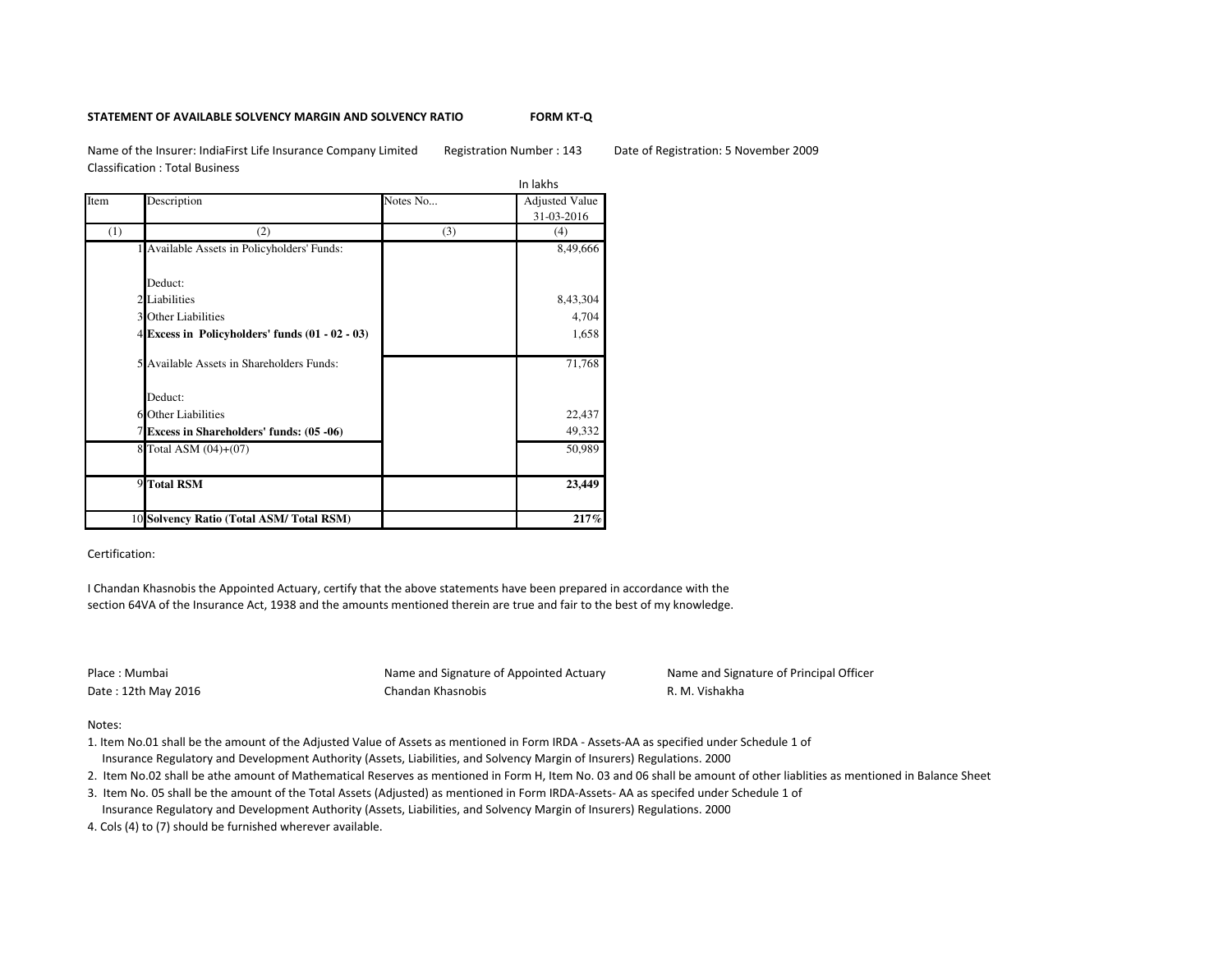**STATEMENT OF AVAILABLE SOLVENCY MARGIN AND SOLVENCY RATIO** **FORM KT-Q**

Name of the Insurer: IndiaFirst Life Insurance Company Limited Registration Number : 143 Date of Registration: 5 November 2009

Classification : Total Business

In lakhs

| Item | Description | Notes No... | Adjusted Value 31-03-2016 |
|---|---|---|---|
| (1) | (2) | (3) | (4) |
| 1 | Available Assets in Policyholders' Funds: | | 8,49,666 |
| | Deduct: | | |
| 2 | Liabilities | | 8,43,304 |
| 3 | Other Liabilities | | 4,704 |
| 4 | **Excess in Policyholders' funds (01 - 02 - 03)** | | 1,658 |
| 5 | Available Assets in Shareholders Funds: | | 71,768 |
| | Deduct: | | |
| 6 | Other Liabilities | | 22,437 |
| 7 | **Excess in Shareholders' funds: (05 -06)** | | 49,332 |
| 8 | Total ASM (04)+(07) | | 50,989 |
| 9 | **Total RSM** | | **23,449** |
| 10 | **Solvency Ratio (Total ASM/ Total RSM)** | | **217%** |

Certification:

I Chandan Khasnobis the Appointed Actuary, certify that the above statements have been prepared in accordance with the section 64VA of the Insurance Act, 1938 and the amounts mentioned therein are true and fair to the best of my knowledge.

Place : Mumbai

Date : 12th May 2016

Name and Signature of Appointed Actuary

Chandan Khasnobis

Name and Signature of Principal Officer

R. M. Vishakha

Notes:

1. Item No.01 shall be the amount of the Adjusted Value of Assets as mentioned in Form IRDA - Assets-AA as specified under Schedule 1 of Insurance Regulatory and Development Authority (Assets, Liabilities, and Solvency Margin of Insurers) Regulations. 2000
2. Item No.02 shall be athe amount of Mathematical Reserves as mentioned in Form H, Item No. 03 and 06 shall be amount of other liablities as mentioned in Balance Sheet
3. Item No. 05 shall be the amount of the Total Assets (Adjusted) as mentioned in Form IRDA-Assets- AA as specifed under Schedule 1 of Insurance Regulatory and Development Authority (Assets, Liabilities, and Solvency Margin of Insurers) Regulations. 2000
4. Cols (4) to (7) should be furnished wherever available.